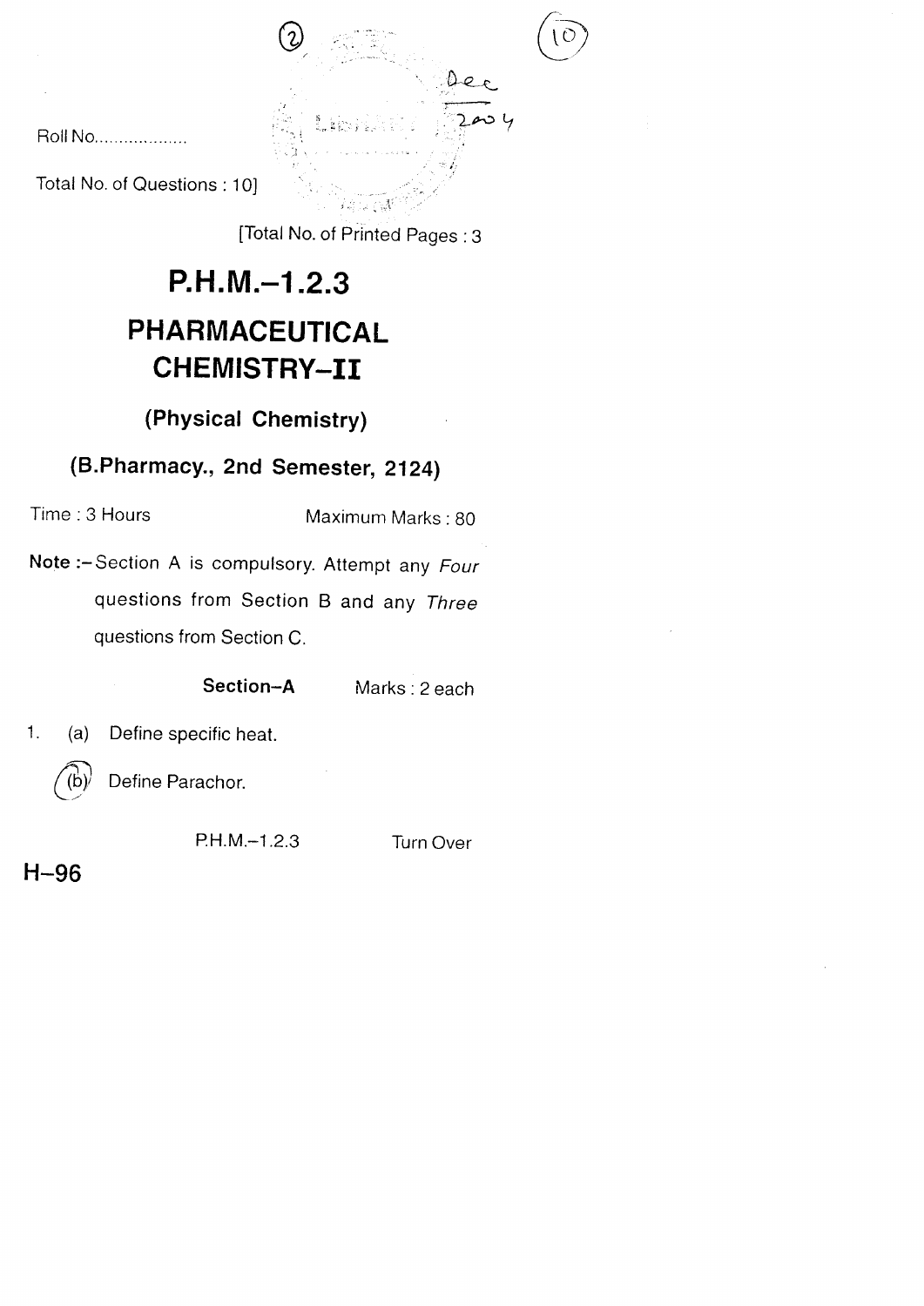Roll No...................

Total No. of Questions : 10]

[Total No. of Printed Pages : 3

# P.H.M.–1.2.3

# PHARMACEUTICAL CHEMISTRY–II

## (Physical Chemistry)

## (B.Pharmacy., 2nd Semester, 2124)

Time : 3 Hours                Maximum Marks : 80

**Note :–** Section A is compulsory. Attempt any *Four* questions from Section B and any *Three* questions from Section C.

### Section–A                Marks : 2 each

1. (a) Define specific heat.

   (b) Define Parachor.

P.H.M.–1.2.3                Turn Over

H–96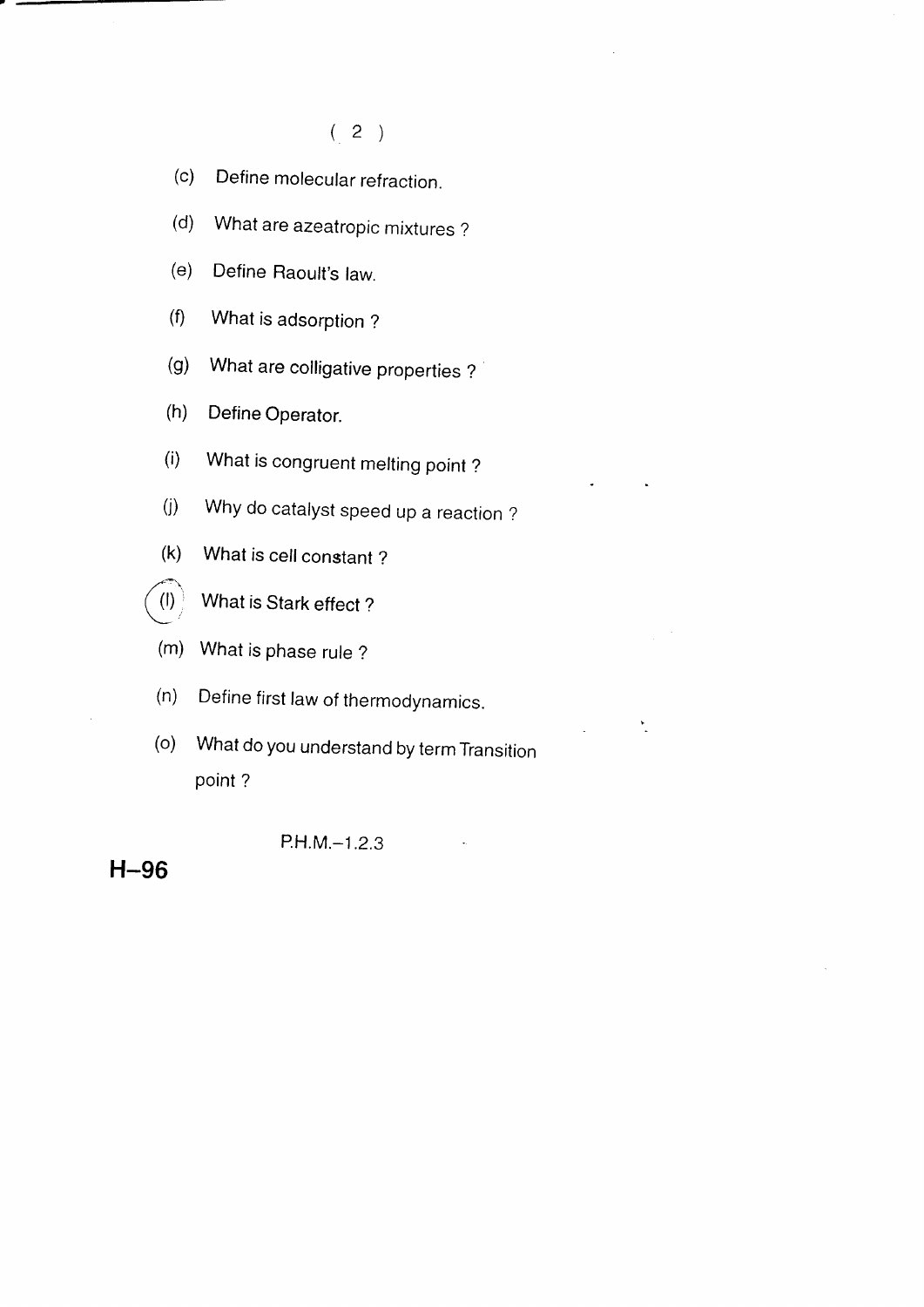(c) Define molecular refraction.

(d) What are azeatropic mixtures ?

(e) Define Raoult's law.

(f) What is adsorption ?

(g) What are colligative properties ?

(h) Define Operator.

(i) What is congruent melting point ?

(j) Why do catalyst speed up a reaction ?

(k) What is cell constant ?

(l) What is Stark effect ?

(m) What is phase rule ?

(n) Define first law of thermodynamics.

(o) What do you understand by term Transition point ?

P.H.M.–1.2.3

**H–96**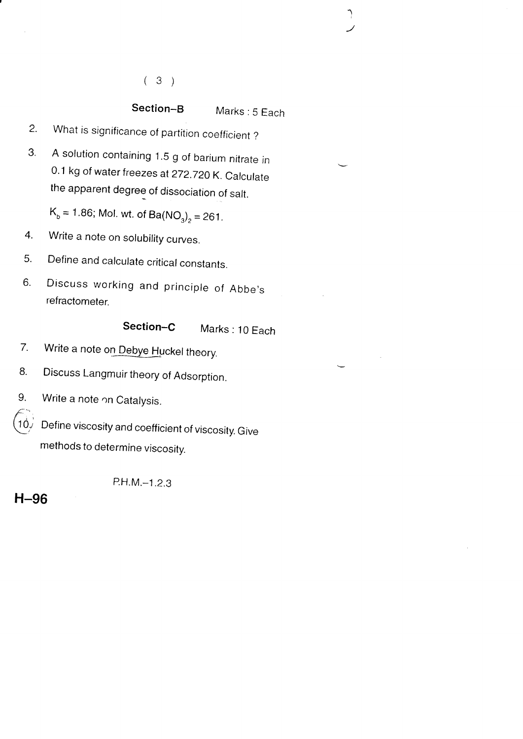## Section–B Marks : 5 Each

2. What is significance of partition coefficient ?

3. A solution containing 1.5 g of barium nitrate in 0.1 kg of water freezes at 272.720 K. Calculate the apparent degree of dissociation of salt.

   $K_b = 1.86$; Mol. wt. of $Ba(NO_3)_2 = 261$.

4. Write a note on solubility curves.

5. Define and calculate critical constants.

6. Discuss working and principle of Abbe's refractometer.

## Section–C Marks : 10 Each

7. Write a note on Debye Huckel theory.

8. Discuss Langmuir theory of Adsorption.

9. Write a note on Catalysis.

10. Define viscosity and coefficient of viscosity. Give methods to determine viscosity.

P.H.M.–1.2.3

**H–96**